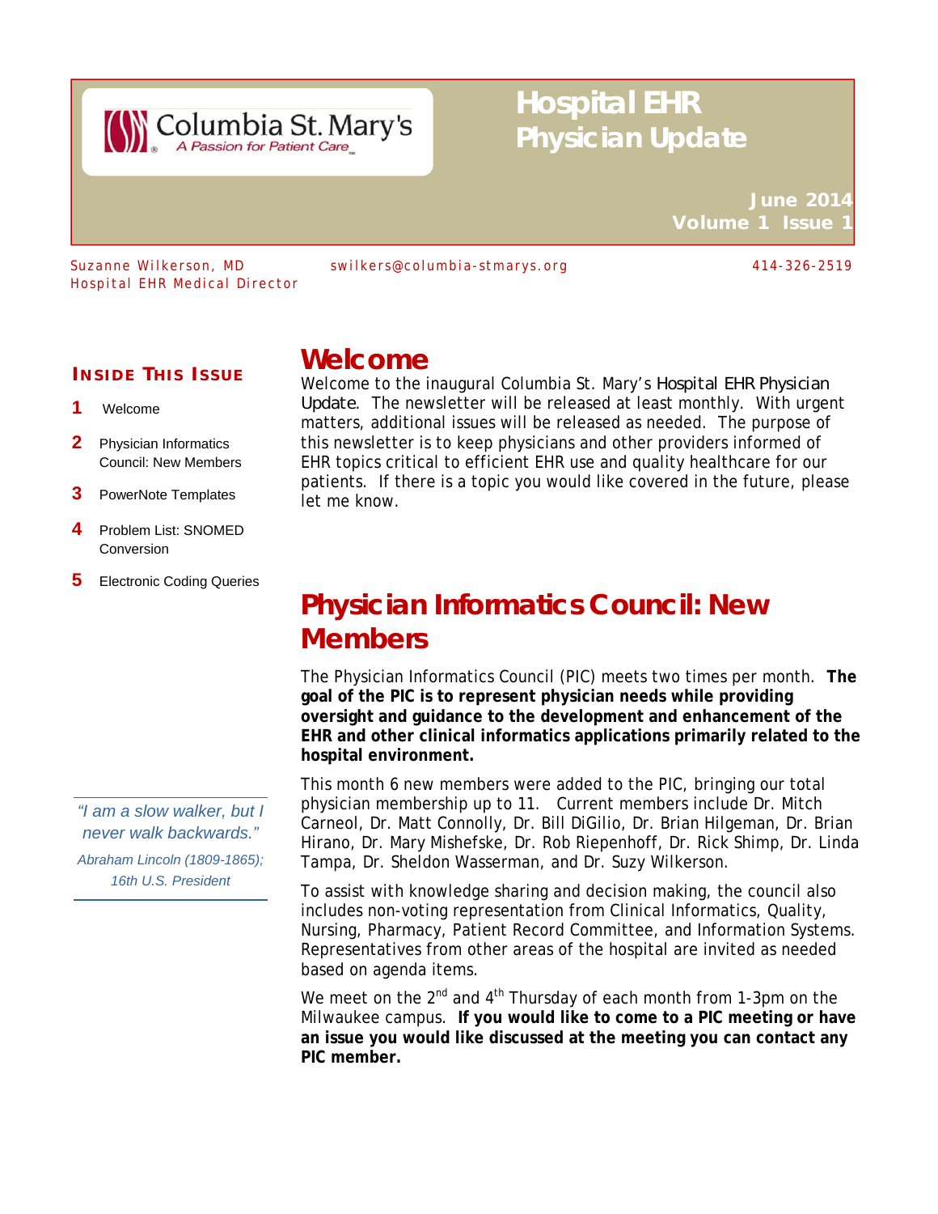Columbia St. Mary's
*A Passion for Patient Care*

# Hospital EHR Physician Update

**June 2014**
**Volume 1 Issue 1**

Suzanne Wilkerson, MD
Hospital EHR Medical Director

swilkers@columbia-stmarys.org

414-326-2519

**INSIDE THIS ISSUE**

1. Welcome
2. Physician Informatics Council: New Members
3. PowerNote Templates
4. Problem List: SNOMED Conversion
5. Electronic Coding Queries

*"I am a slow walker, but I never walk backwards."*

*Abraham Lincoln (1809-1865); 16th U.S. President*

## Welcome

Welcome to the inaugural Columbia St. Mary's Hospital EHR Physician Update. The newsletter will be released at least monthly. With urgent matters, additional issues will be released as needed. The purpose of this newsletter is to keep physicians and other providers informed of EHR topics critical to efficient EHR use and quality healthcare for our patients. If there is a topic you would like covered in the future, please let me know.

## Physician Informatics Council: New Members

The Physician Informatics Council (PIC) meets two times per month. **The goal of the PIC is to represent physician needs while providing oversight and guidance to the development and enhancement of the EHR and other clinical informatics applications primarily related to the hospital environment.**

This month 6 new members were added to the PIC, bringing our total physician membership up to 11. Current members include Dr. Mitch Carneol, Dr. Matt Connolly, Dr. Bill DiGilio, Dr. Brian Hilgeman, Dr. Brian Hirano, Dr. Mary Mishefske, Dr. Rob Riepenhoff, Dr. Rick Shimp, Dr. Linda Tampa, Dr. Sheldon Wasserman, and Dr. Suzy Wilkerson.

To assist with knowledge sharing and decision making, the council also includes non-voting representation from Clinical Informatics, Quality, Nursing, Pharmacy, Patient Record Committee, and Information Systems. Representatives from other areas of the hospital are invited as needed based on agenda items.

We meet on the 2nd and 4th Thursday of each month from 1-3pm on the Milwaukee campus. **If you would like to come to a PIC meeting or have an issue you would like discussed at the meeting you can contact any PIC member.**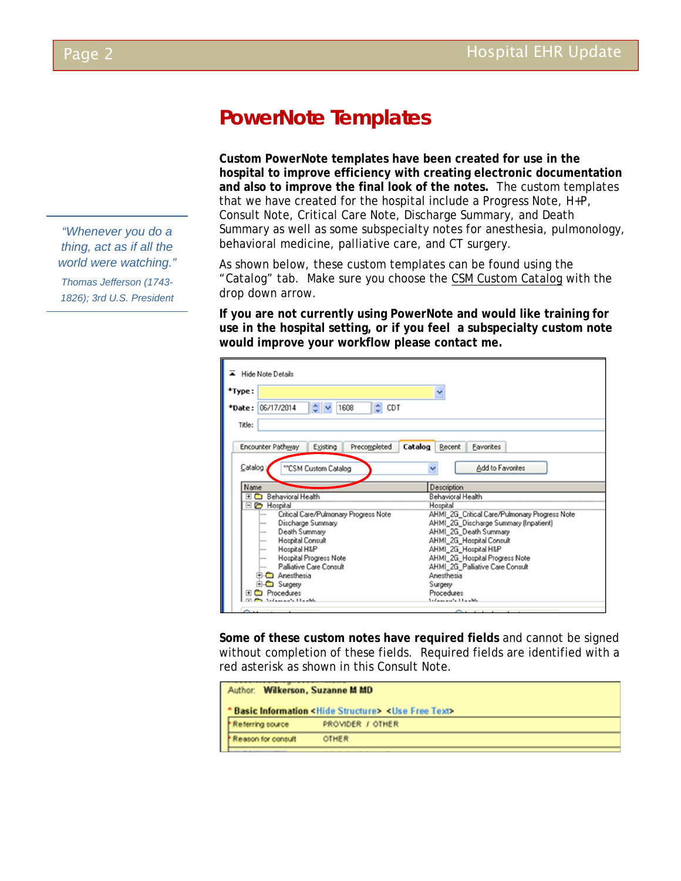# PowerNote Templates

> *"Whenever you do a thing, act as if all the world were watching."*
>
> *Thomas Jefferson (1743-1826); 3rd U.S. President*

**Custom PowerNote templates have been created for use in the hospital to improve efficiency with creating electronic documentation and also to improve the final look of the notes.** The custom templates that we have created for the hospital include a Progress Note, H+P, Consult Note, Critical Care Note, Discharge Summary, and Death Summary as well as some subspecialty notes for anesthesia, pulmonology, behavioral medicine, palliative care, and CT surgery.

As shown below, these custom templates can be found using the "Catalog" tab. Make sure you choose the CSM Custom Catalog with the drop down arrow.

**If you are not currently using PowerNote and would like training for use in the hospital setting, or if you feel a subspecialty custom note would improve your workflow please contact me.**

**Some of these custom notes have required fields** and cannot be signed without completion of these fields. Required fields are identified with a red asterisk as shown in this Consult Note.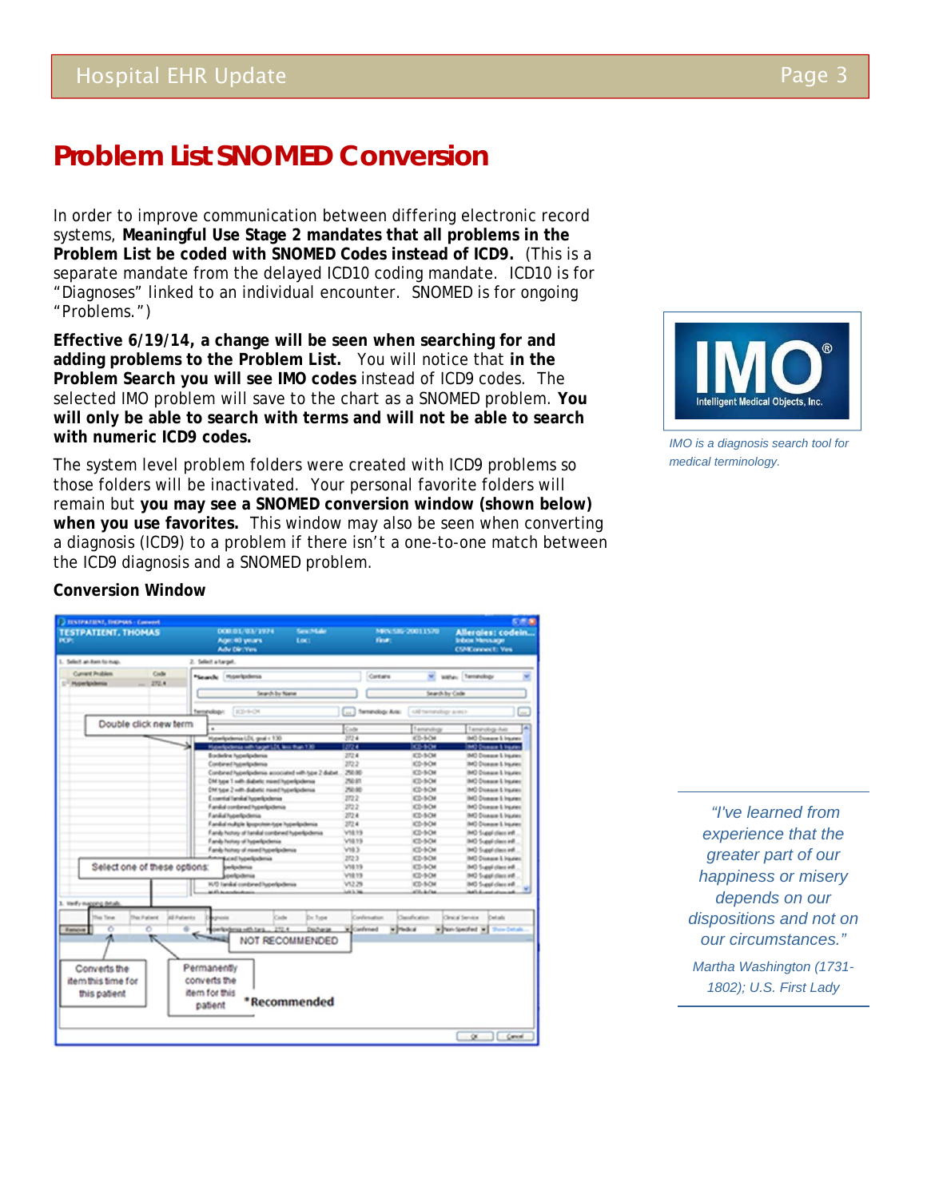# Problem List SNOMED Conversion

In order to improve communication between differing electronic record systems, **Meaningful Use Stage 2 mandates that all problems in the Problem List be coded with SNOMED Codes instead of ICD9.** (This is a separate mandate from the delayed ICD10 coding mandate. ICD10 is for "Diagnoses" linked to an individual encounter. SNOMED is for ongoing "Problems.")

**Effective 6/19/14, a change will be seen when searching for and adding problems to the Problem List.** You will notice that **in the Problem Search you will see IMO codes** instead of ICD9 codes. The selected IMO problem will save to the chart as a SNOMED problem. **You will only be able to search with terms and will not be able to search with numeric ICD9 codes.**

The system level problem folders were created with ICD9 problems so those folders will be inactivated. Your personal favorite folders will remain but **you may see a SNOMED conversion window (shown below) when you use favorites.** This window may also be seen when converting a diagnosis (ICD9) to a problem if there isn't a one-to-one match between the ICD9 diagnosis and a SNOMED problem.

**Conversion Window**

*IMO is a diagnosis search tool for medical terminology.*

> *"I've learned from experience that the greater part of our happiness or misery depends on our dispositions and not on our circumstances."*
>
> *Martha Washington (1731-1802); U.S. First Lady*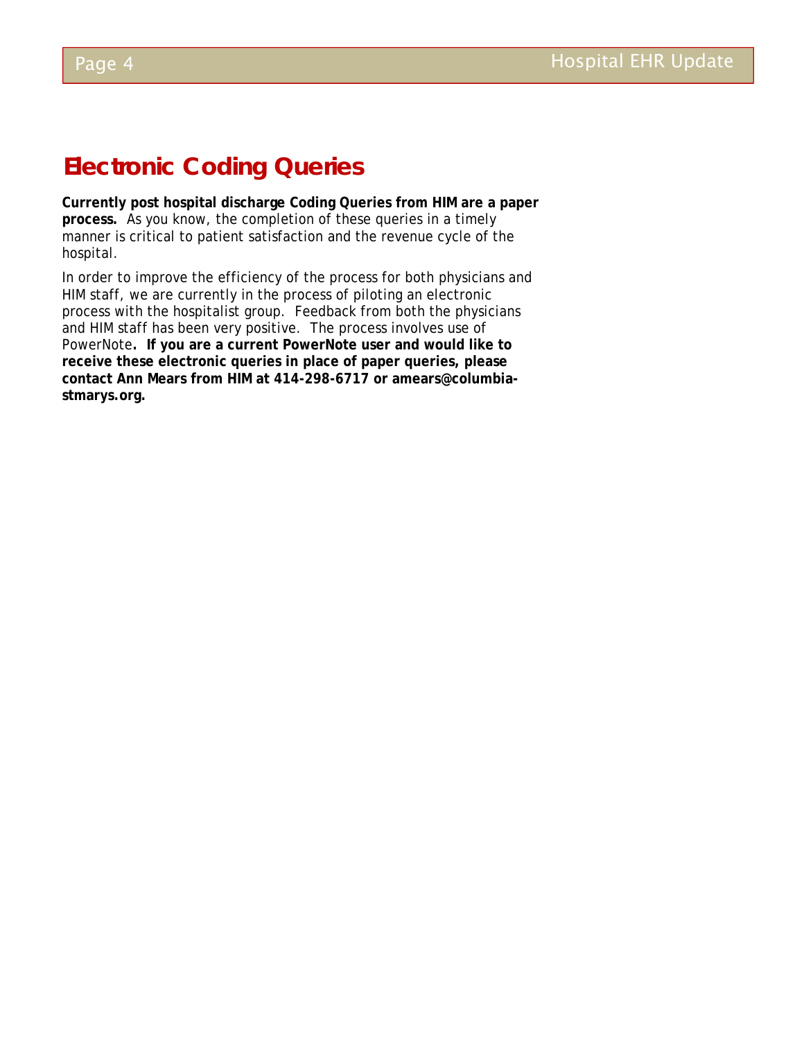# Electronic Coding Queries

**Currently post hospital discharge Coding Queries from HIM are a paper process.** As you know, the completion of these queries in a timely manner is critical to patient satisfaction and the revenue cycle of the hospital.

In order to improve the efficiency of the process for both physicians and HIM staff, we are currently in the process of piloting an electronic process with the hospitalist group. Feedback from both the physicians and HIM staff has been very positive. The process involves use of PowerNote**. If you are a current PowerNote user and would like to receive these electronic queries in place of paper queries, please contact Ann Mears from HIM at 414-298-6717 or amears@columbia-stmarys.org.**